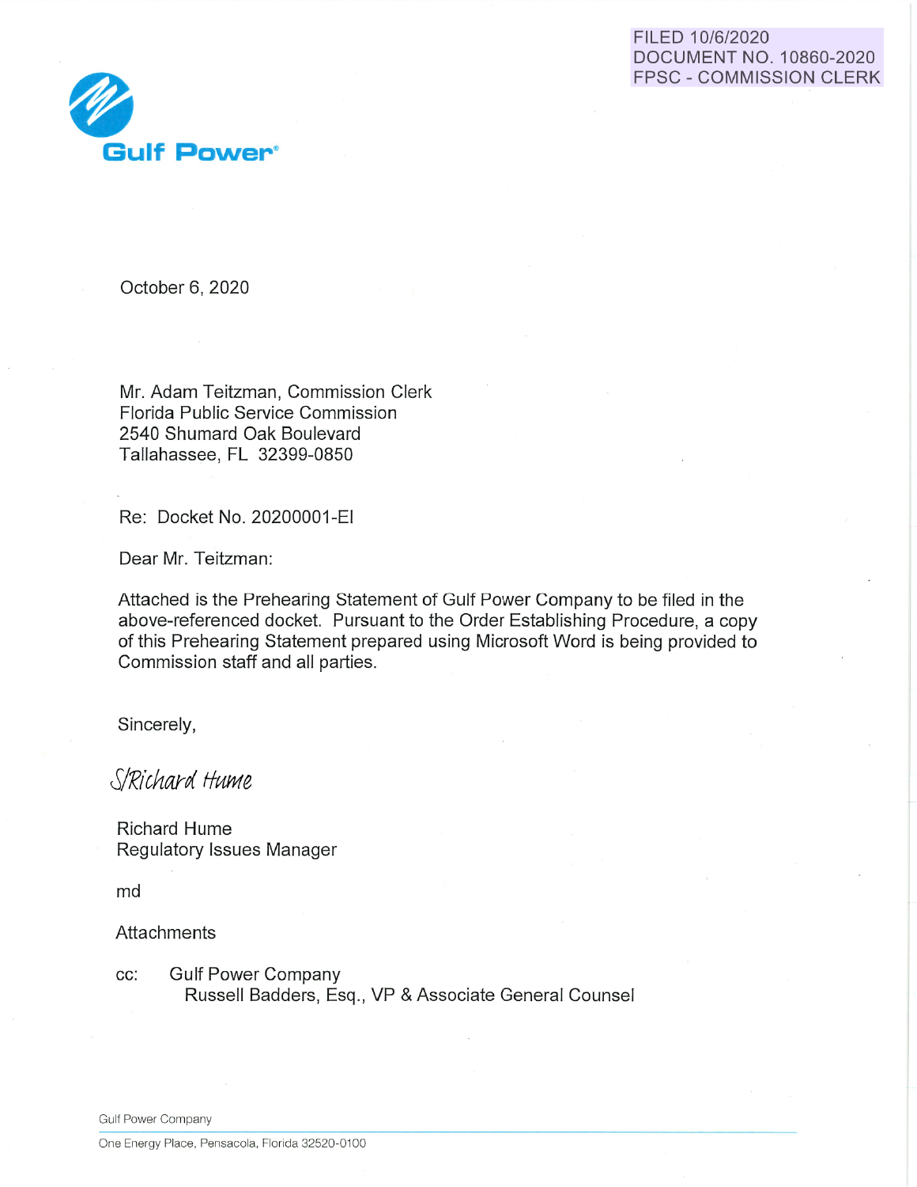FILED 10/6/2020
DOCUMENT NO. 10860-2020
FPSC - COMMISSION CLERK

**Gulf Power®**

October 6, 2020

Mr. Adam Teitzman, Commission Clerk
Florida Public Service Commission
2540 Shumard Oak Boulevard
Tallahassee, FL 32399-0850

Re: Docket No. 20200001-EI

Dear Mr. Teitzman:

Attached is the Prehearing Statement of Gulf Power Company to be filed in the above-referenced docket. Pursuant to the Order Establishing Procedure, a copy of this Prehearing Statement prepared using Microsoft Word is being provided to Commission staff and all parties.

Sincerely,

*S/Richard Hume*

Richard Hume
Regulatory Issues Manager

md

Attachments

cc: Gulf Power Company
  Russell Badders, Esq., VP & Associate General Counsel

Gulf Power Company

One Energy Place, Pensacola, Florida 32520-0100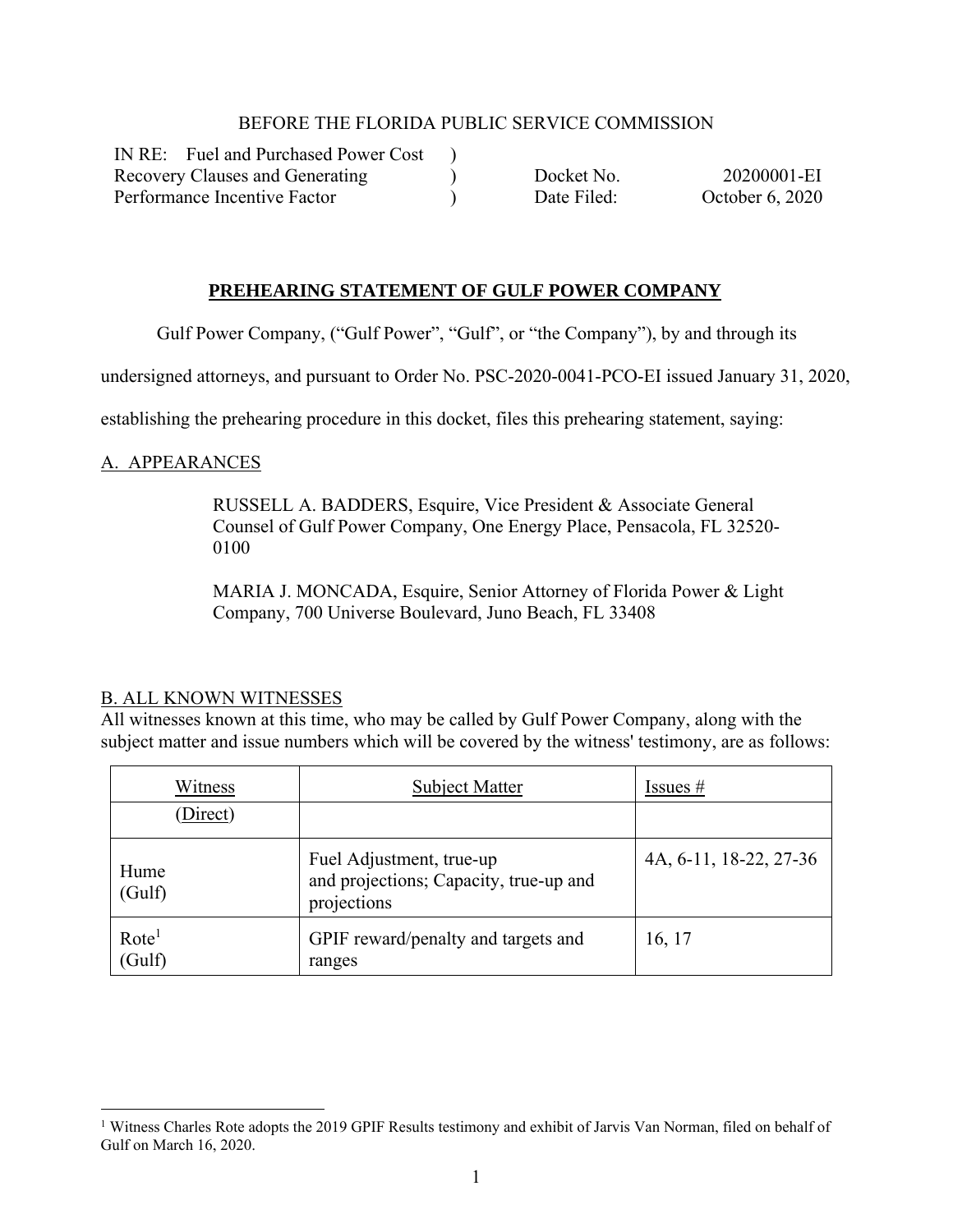BEFORE THE FLORIDA PUBLIC SERVICE COMMISSION

| IN RE: Fuel and Purchased Power Cost Recovery Clauses and Generating Performance Incentive Factor | ) ) ) | Docket No. 20200001-EI Date Filed: October 6, 2020 |
|---|---|---|

## PREHEARING STATEMENT OF GULF POWER COMPANY

Gulf Power Company, ("Gulf Power", "Gulf", or "the Company"), by and through its undersigned attorneys, and pursuant to Order No. PSC-2020-0041-PCO-EI issued January 31, 2020, establishing the prehearing procedure in this docket, files this prehearing statement, saying:

### A. APPEARANCES

RUSSELL A. BADDERS, Esquire, Vice President & Associate General Counsel of Gulf Power Company, One Energy Place, Pensacola, FL 32520-0100

MARIA J. MONCADA, Esquire, Senior Attorney of Florida Power & Light Company, 700 Universe Boulevard, Juno Beach, FL 33408

### B. ALL KNOWN WITNESSES

All witnesses known at this time, who may be called by Gulf Power Company, along with the subject matter and issue numbers which will be covered by the witness' testimony, are as follows:

| Witness | Subject Matter | Issues # |
|---|---|---|
| (Direct) | | |
| Hume (Gulf) | Fuel Adjustment, true-up and projections; Capacity, true-up and projections | 4A, 6-11, 18-22, 27-36 |
| Rote[1] (Gulf) | GPIF reward/penalty and targets and ranges | 16, 17 |

[1] Witness Charles Rote adopts the 2019 GPIF Results testimony and exhibit of Jarvis Van Norman, filed on behalf of Gulf on March 16, 2020.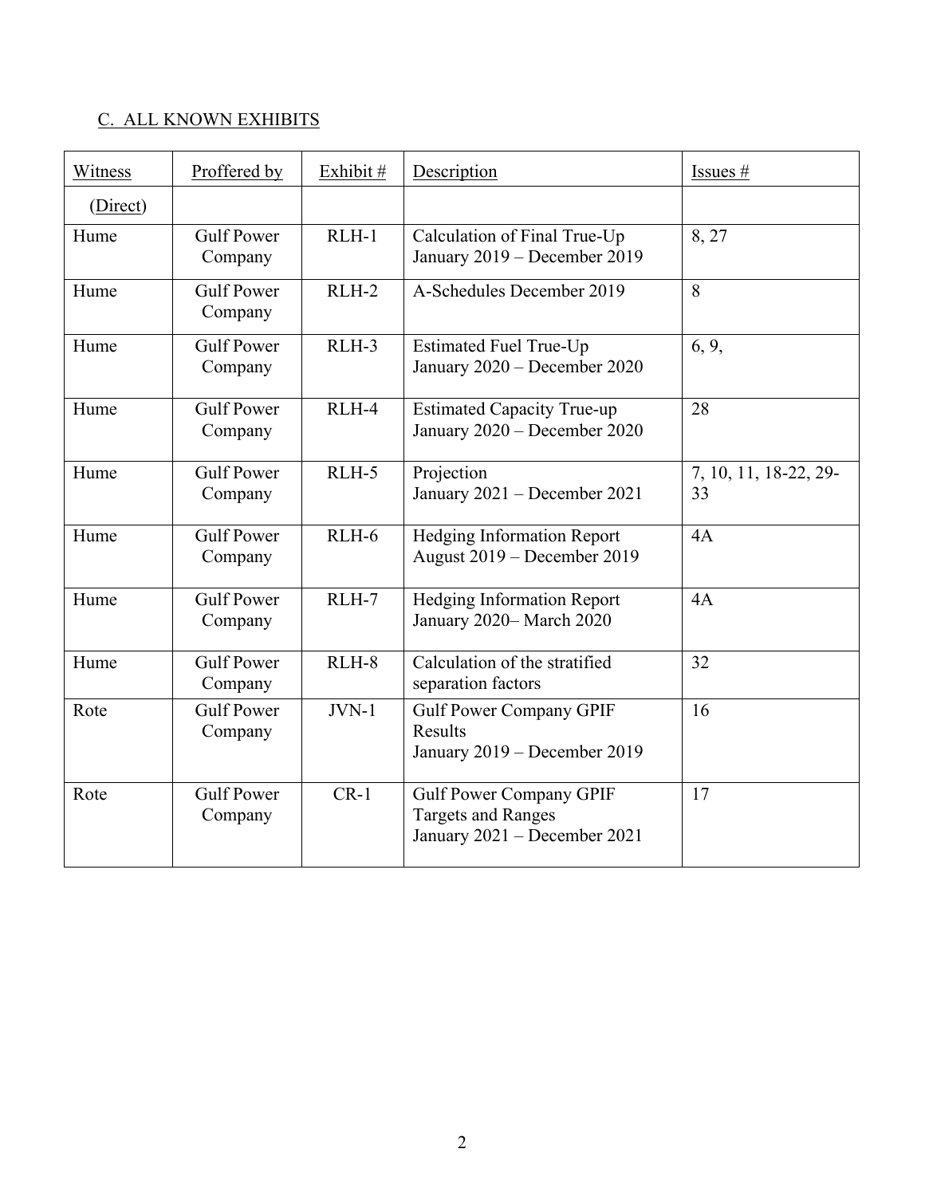## C. ALL KNOWN EXHIBITS

| Witness | Proffered by | Exhibit # | Description | Issues # |
|---|---|---|---|---|
| (Direct) | | | | |
| Hume | Gulf Power Company | RLH-1 | Calculation of Final True-Up January 2019 – December 2019 | 8, 27 |
| Hume | Gulf Power Company | RLH-2 | A-Schedules December 2019 | 8 |
| Hume | Gulf Power Company | RLH-3 | Estimated Fuel True-Up January 2020 – December 2020 | 6, 9, |
| Hume | Gulf Power Company | RLH-4 | Estimated Capacity True-up January 2020 – December 2020 | 28 |
| Hume | Gulf Power Company | RLH-5 | Projection January 2021 – December 2021 | 7, 10, 11, 18-22, 29-33 |
| Hume | Gulf Power Company | RLH-6 | Hedging Information Report August 2019 – December 2019 | 4A |
| Hume | Gulf Power Company | RLH-7 | Hedging Information Report January 2020– March 2020 | 4A |
| Hume | Gulf Power Company | RLH-8 | Calculation of the stratified separation factors | 32 |
| Rote | Gulf Power Company | JVN-1 | Gulf Power Company GPIF Results January 2019 – December 2019 | 16 |
| Rote | Gulf Power Company | CR-1 | Gulf Power Company GPIF Targets and Ranges January 2021 – December 2021 | 17 |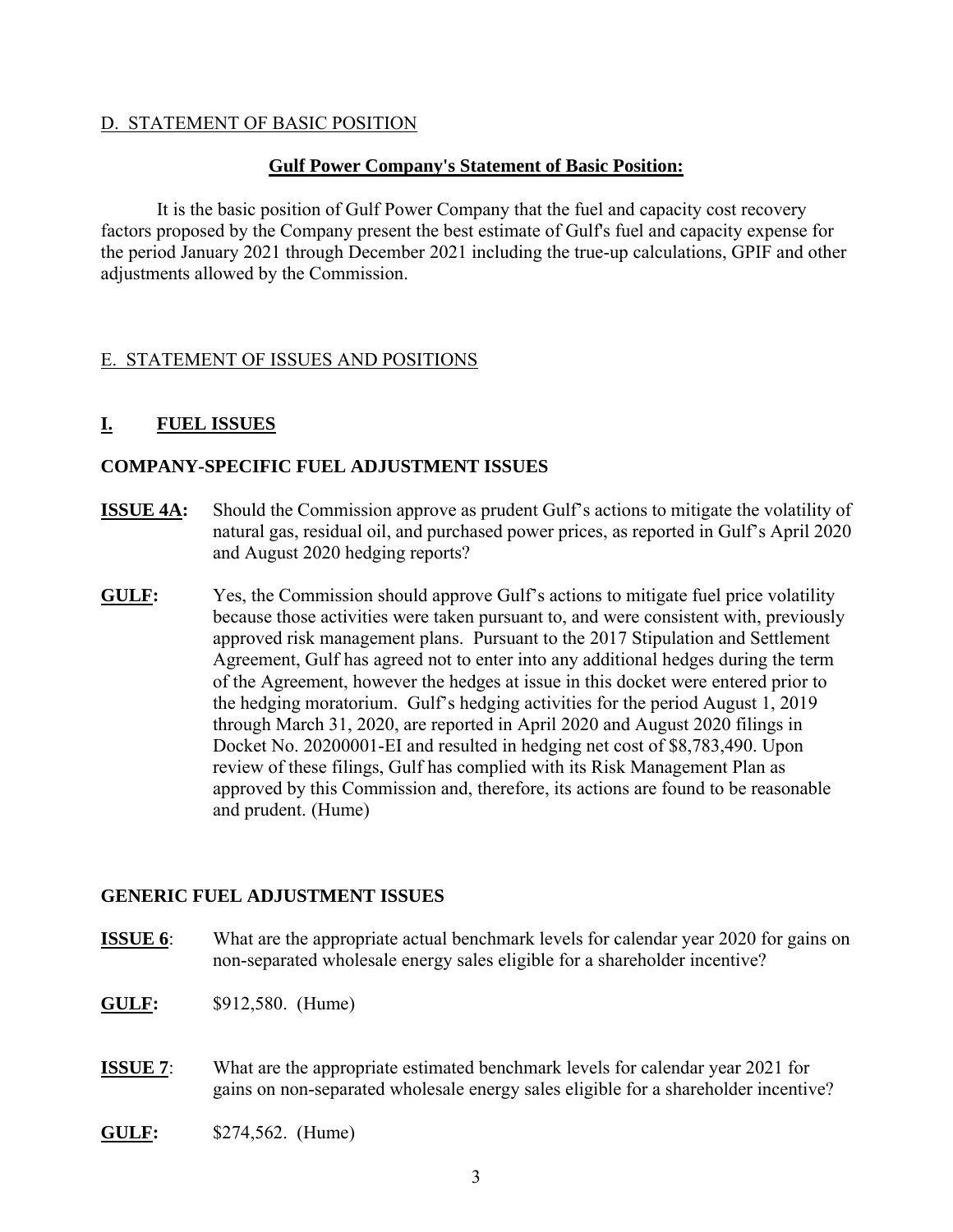D. STATEMENT OF BASIC POSITION

**Gulf Power Company's Statement of Basic Position:**

It is the basic position of Gulf Power Company that the fuel and capacity cost recovery factors proposed by the Company present the best estimate of Gulf's fuel and capacity expense for the period January 2021 through December 2021 including the true-up calculations, GPIF and other adjustments allowed by the Commission.

E. STATEMENT OF ISSUES AND POSITIONS

## I. FUEL ISSUES

### COMPANY-SPECIFIC FUEL ADJUSTMENT ISSUES

**ISSUE 4A:** Should the Commission approve as prudent Gulf's actions to mitigate the volatility of natural gas, residual oil, and purchased power prices, as reported in Gulf's April 2020 and August 2020 hedging reports?

**GULF:** Yes, the Commission should approve Gulf's actions to mitigate fuel price volatility because those activities were taken pursuant to, and were consistent with, previously approved risk management plans. Pursuant to the 2017 Stipulation and Settlement Agreement, Gulf has agreed not to enter into any additional hedges during the term of the Agreement, however the hedges at issue in this docket were entered prior to the hedging moratorium. Gulf's hedging activities for the period August 1, 2019 through March 31, 2020, are reported in April 2020 and August 2020 filings in Docket No. 20200001-EI and resulted in hedging net cost of $8,783,490. Upon review of these filings, Gulf has complied with its Risk Management Plan as approved by this Commission and, therefore, its actions are found to be reasonable and prudent. (Hume)

### GENERIC FUEL ADJUSTMENT ISSUES

**ISSUE 6**: What are the appropriate actual benchmark levels for calendar year 2020 for gains on non-separated wholesale energy sales eligible for a shareholder incentive?

**GULF:** $912,580. (Hume)

**ISSUE 7**: What are the appropriate estimated benchmark levels for calendar year 2021 for gains on non-separated wholesale energy sales eligible for a shareholder incentive?

**GULF:** $274,562. (Hume)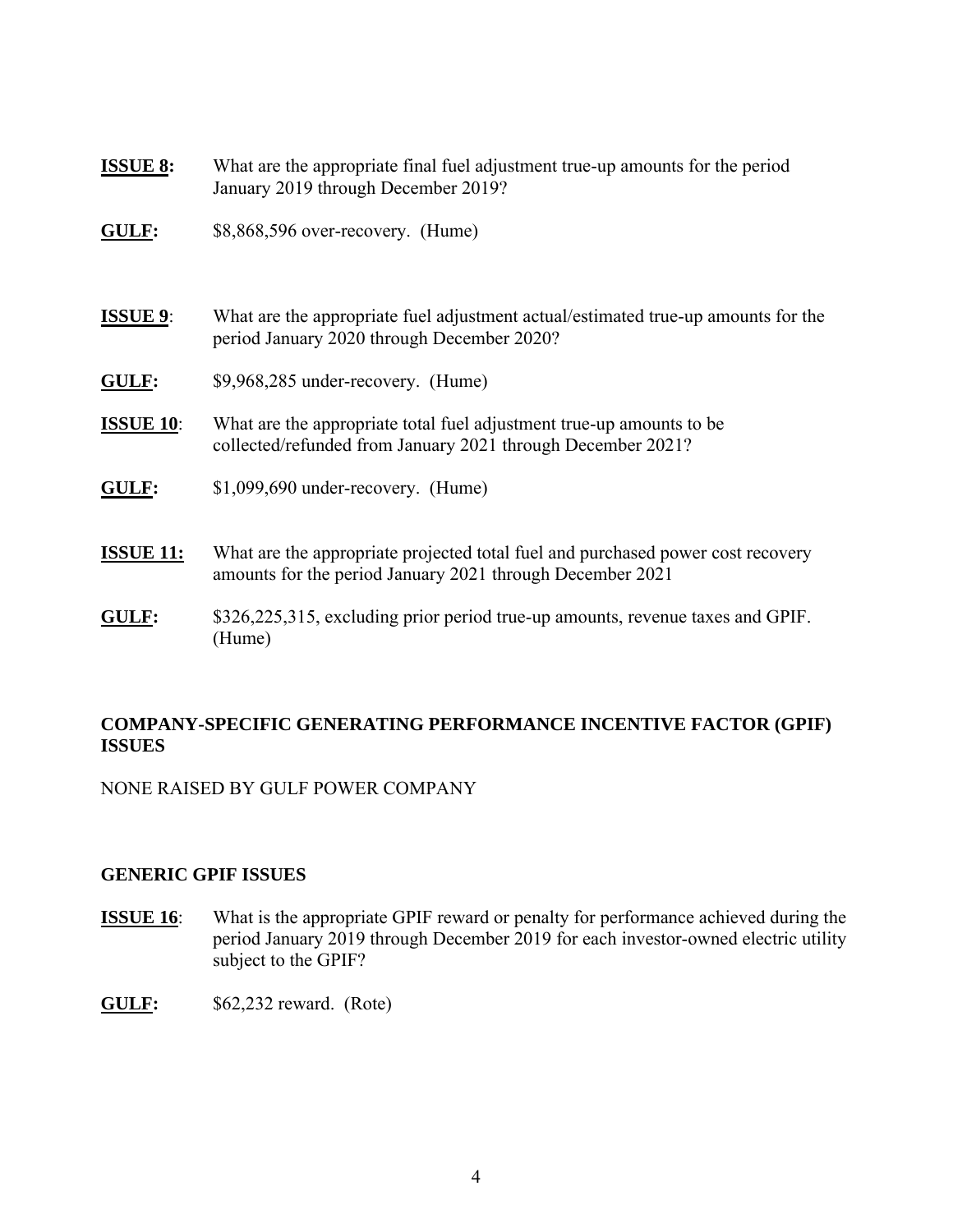**ISSUE 8:** What are the appropriate final fuel adjustment true-up amounts for the period January 2019 through December 2019?

**GULF:** $8,868,596 over-recovery. (Hume)

**ISSUE 9**: What are the appropriate fuel adjustment actual/estimated true-up amounts for the period January 2020 through December 2020?

**GULF:** $9,968,285 under-recovery. (Hume)

**ISSUE 10**: What are the appropriate total fuel adjustment true-up amounts to be collected/refunded from January 2021 through December 2021?

**GULF:** $1,099,690 under-recovery. (Hume)

**ISSUE 11:** What are the appropriate projected total fuel and purchased power cost recovery amounts for the period January 2021 through December 2021

**GULF:** $326,225,315, excluding prior period true-up amounts, revenue taxes and GPIF. (Hume)

## COMPANY-SPECIFIC GENERATING PERFORMANCE INCENTIVE FACTOR (GPIF) ISSUES

NONE RAISED BY GULF POWER COMPANY

## GENERIC GPIF ISSUES

**ISSUE 16**: What is the appropriate GPIF reward or penalty for performance achieved during the period January 2019 through December 2019 for each investor-owned electric utility subject to the GPIF?

**GULF:** $62,232 reward. (Rote)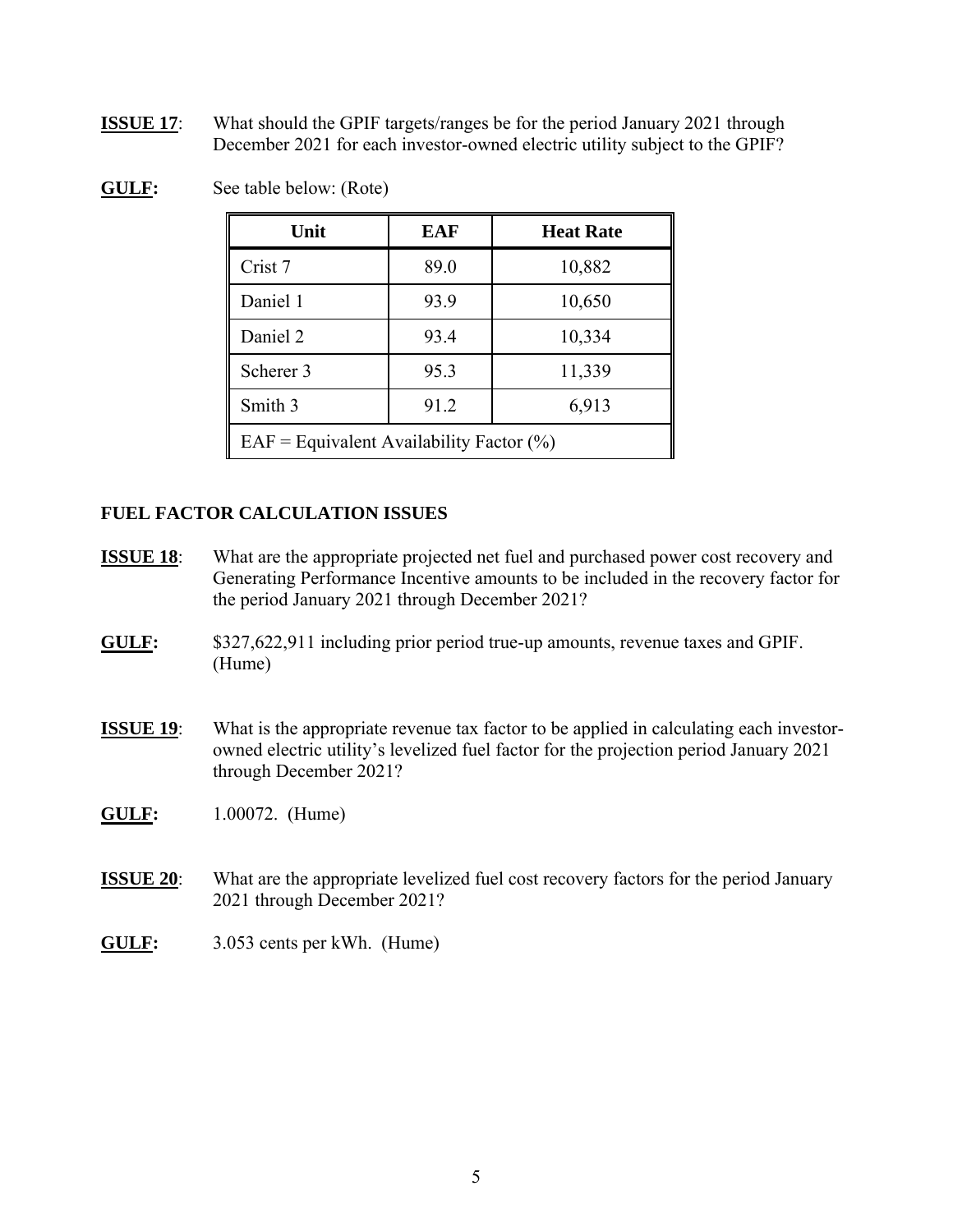**ISSUE 17**: What should the GPIF targets/ranges be for the period January 2021 through December 2021 for each investor-owned electric utility subject to the GPIF?

**GULF:** See table below: (Rote)

| Unit | EAF | Heat Rate |
|---|---|---|
| Crist 7 | 89.0 | 10,882 |
| Daniel 1 | 93.9 | 10,650 |
| Daniel 2 | 93.4 | 10,334 |
| Scherer 3 | 95.3 | 11,339 |
| Smith 3 | 91.2 | 6,913 |
| EAF = Equivalent Availability Factor (%) | | |

## FUEL FACTOR CALCULATION ISSUES

**ISSUE 18**: What are the appropriate projected net fuel and purchased power cost recovery and Generating Performance Incentive amounts to be included in the recovery factor for the period January 2021 through December 2021?

**GULF:** $327,622,911 including prior period true-up amounts, revenue taxes and GPIF. (Hume)

**ISSUE 19**: What is the appropriate revenue tax factor to be applied in calculating each investor-owned electric utility's levelized fuel factor for the projection period January 2021 through December 2021?

**GULF:** 1.00072. (Hume)

**ISSUE 20**: What are the appropriate levelized fuel cost recovery factors for the period January 2021 through December 2021?

**GULF:** 3.053 cents per kWh. (Hume)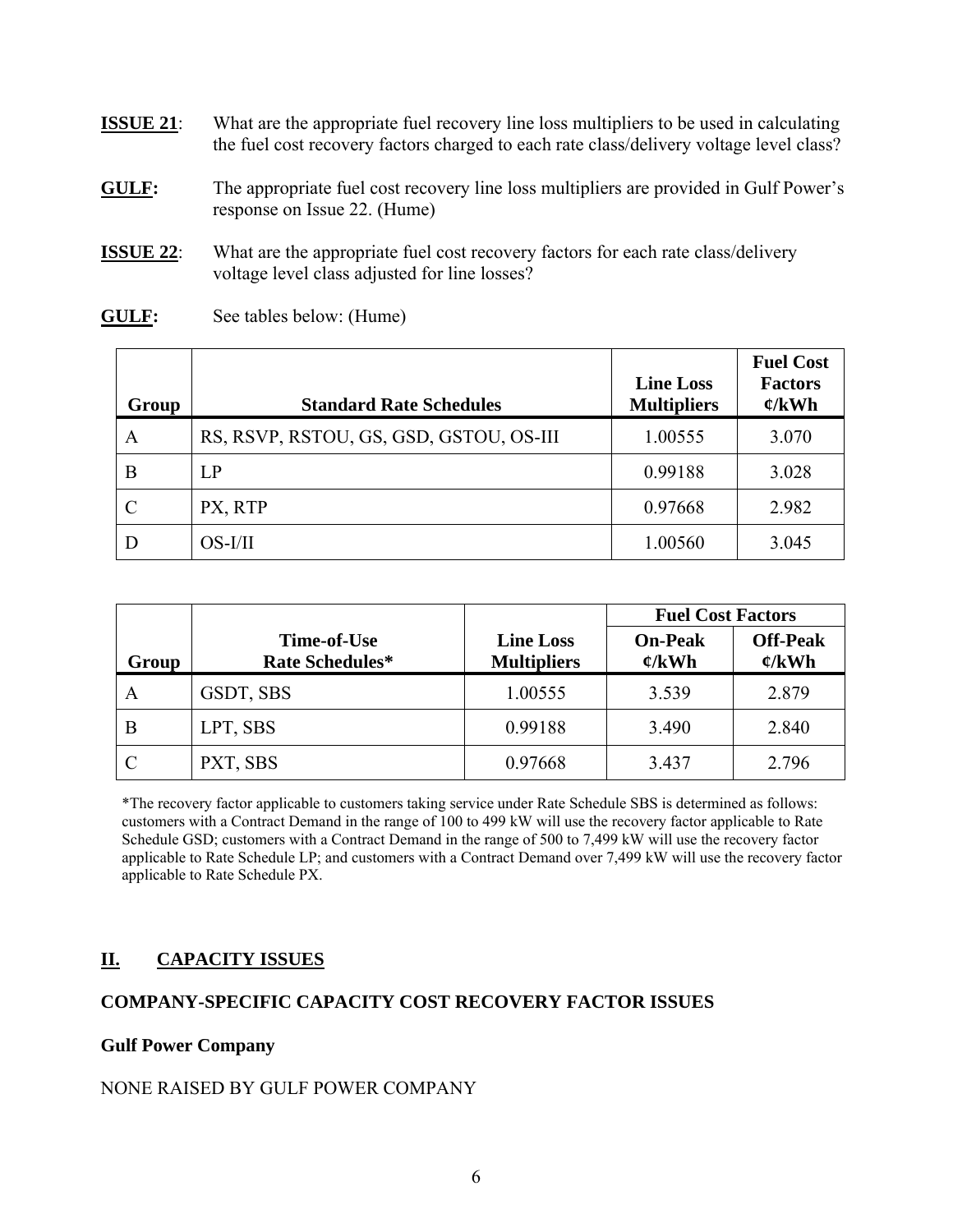**ISSUE 21**: What are the appropriate fuel recovery line loss multipliers to be used in calculating the fuel cost recovery factors charged to each rate class/delivery voltage level class?

**GULF:** The appropriate fuel cost recovery line loss multipliers are provided in Gulf Power's response on Issue 22. (Hume)

**ISSUE 22**: What are the appropriate fuel cost recovery factors for each rate class/delivery voltage level class adjusted for line losses?

**GULF:** See tables below: (Hume)

| Group | Standard Rate Schedules | Line Loss Multipliers | Fuel Cost Factors ¢/kWh |
|---|---|---|---|
| A | RS, RSVP, RSTOU, GS, GSD, GSTOU, OS-III | 1.00555 | 3.070 |
| B | LP | 0.99188 | 3.028 |
| C | PX, RTP | 0.97668 | 2.982 |
| D | OS-I/II | 1.00560 | 3.045 |

| Group | Time-of-Use Rate Schedules* | Line Loss Multipliers | Fuel Cost Factors | |
|---|---|---|---|---|
| | | | On-Peak ¢/kWh | Off-Peak ¢/kWh |
| A | GSDT, SBS | 1.00555 | 3.539 | 2.879 |
| B | LPT, SBS | 0.99188 | 3.490 | 2.840 |
| C | PXT, SBS | 0.97668 | 3.437 | 2.796 |

*The recovery factor applicable to customers taking service under Rate Schedule SBS is determined as follows: customers with a Contract Demand in the range of 100 to 499 kW will use the recovery factor applicable to Rate Schedule GSD; customers with a Contract Demand in the range of 500 to 7,499 kW will use the recovery factor applicable to Rate Schedule LP; and customers with a Contract Demand over 7,499 kW will use the recovery factor applicable to Rate Schedule PX.

## II. CAPACITY ISSUES

### COMPANY-SPECIFIC CAPACITY COST RECOVERY FACTOR ISSUES

#### Gulf Power Company

NONE RAISED BY GULF POWER COMPANY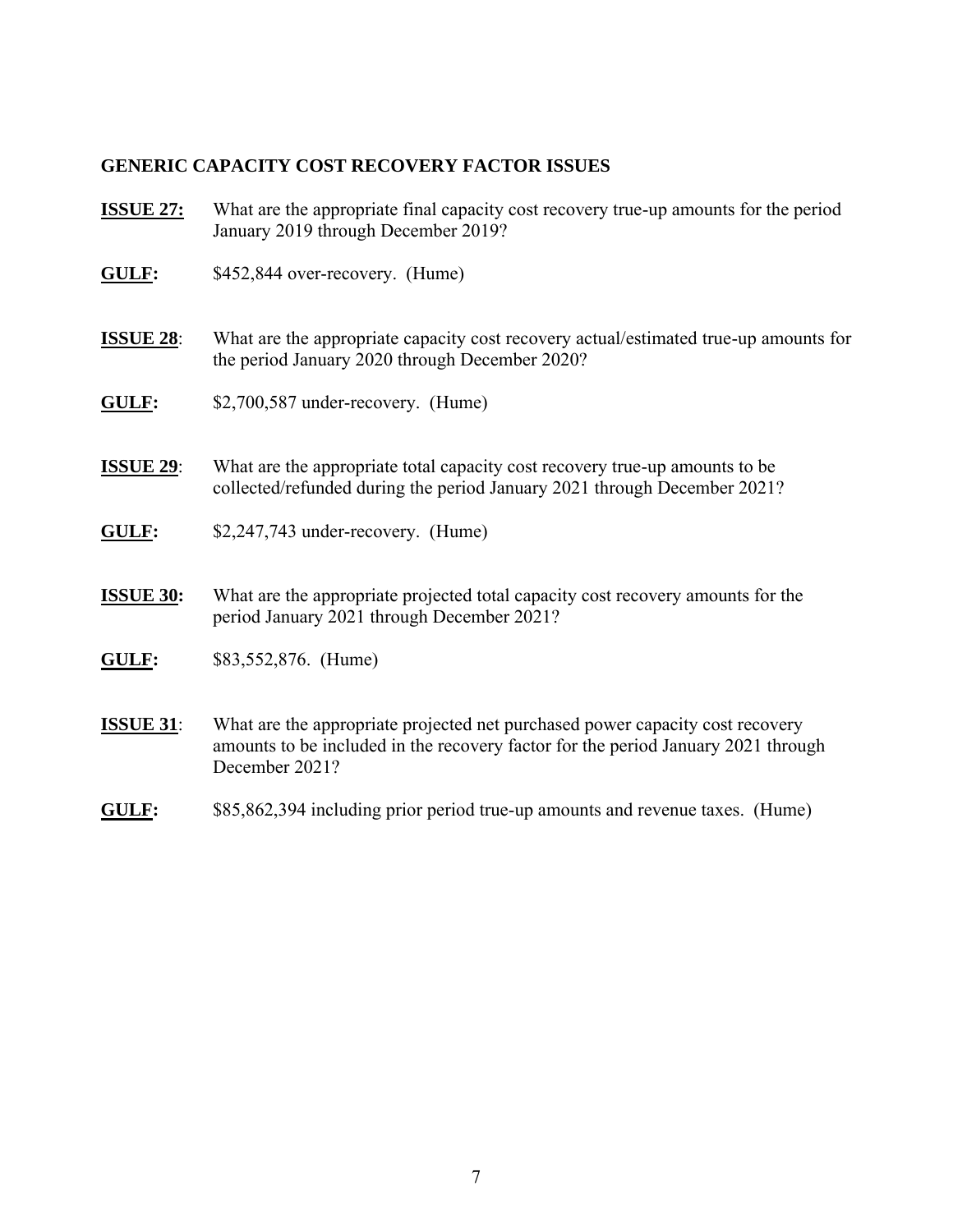## GENERIC CAPACITY COST RECOVERY FACTOR ISSUES

**ISSUE 27:** What are the appropriate final capacity cost recovery true-up amounts for the period January 2019 through December 2019?

**GULF:** $452,844 over-recovery. (Hume)

**ISSUE 28:** What are the appropriate capacity cost recovery actual/estimated true-up amounts for the period January 2020 through December 2020?

**GULF:** $2,700,587 under-recovery. (Hume)

**ISSUE 29:** What are the appropriate total capacity cost recovery true-up amounts to be collected/refunded during the period January 2021 through December 2021?

**GULF:** $2,247,743 under-recovery. (Hume)

**ISSUE 30:** What are the appropriate projected total capacity cost recovery amounts for the period January 2021 through December 2021?

**GULF:** $83,552,876. (Hume)

**ISSUE 31:** What are the appropriate projected net purchased power capacity cost recovery amounts to be included in the recovery factor for the period January 2021 through December 2021?

**GULF:** $85,862,394 including prior period true-up amounts and revenue taxes. (Hume)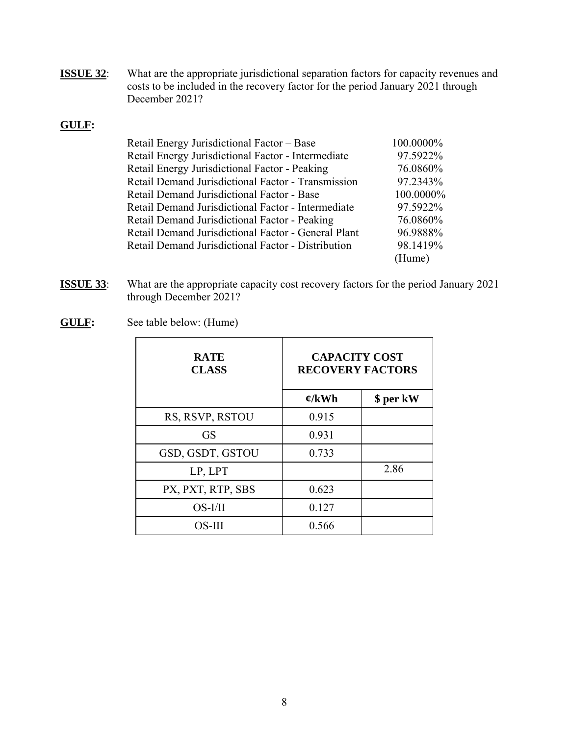**ISSUE 32**: What are the appropriate jurisdictional separation factors for capacity revenues and costs to be included in the recovery factor for the period January 2021 through December 2021?

**GULF:**

| | |
|---|---|
| Retail Energy Jurisdictional Factor – Base | 100.0000% |
| Retail Energy Jurisdictional Factor - Intermediate | 97.5922% |
| Retail Energy Jurisdictional Factor - Peaking | 76.0860% |
| Retail Demand Jurisdictional Factor - Transmission | 97.2343% |
| Retail Demand Jurisdictional Factor - Base | 100.0000% |
| Retail Demand Jurisdictional Factor - Intermediate | 97.5922% |
| Retail Demand Jurisdictional Factor - Peaking | 76.0860% |
| Retail Demand Jurisdictional Factor - General Plant | 96.9888% |
| Retail Demand Jurisdictional Factor - Distribution | 98.1419% |

(Hume)

**ISSUE 33**: What are the appropriate capacity cost recovery factors for the period January 2021 through December 2021?

**GULF:** See table below: (Hume)

| RATE CLASS | CAPACITY COST RECOVERY FACTORS | |
|---|---|---|
| | ¢/kWh | $ per kW |
| RS, RSVP, RSTOU | 0.915 | |
| GS | 0.931 | |
| GSD, GSDT, GSTOU | 0.733 | |
| LP, LPT | | 2.86 |
| PX, PXT, RTP, SBS | 0.623 | |
| OS-I/II | 0.127 | |
| OS-III | 0.566 | |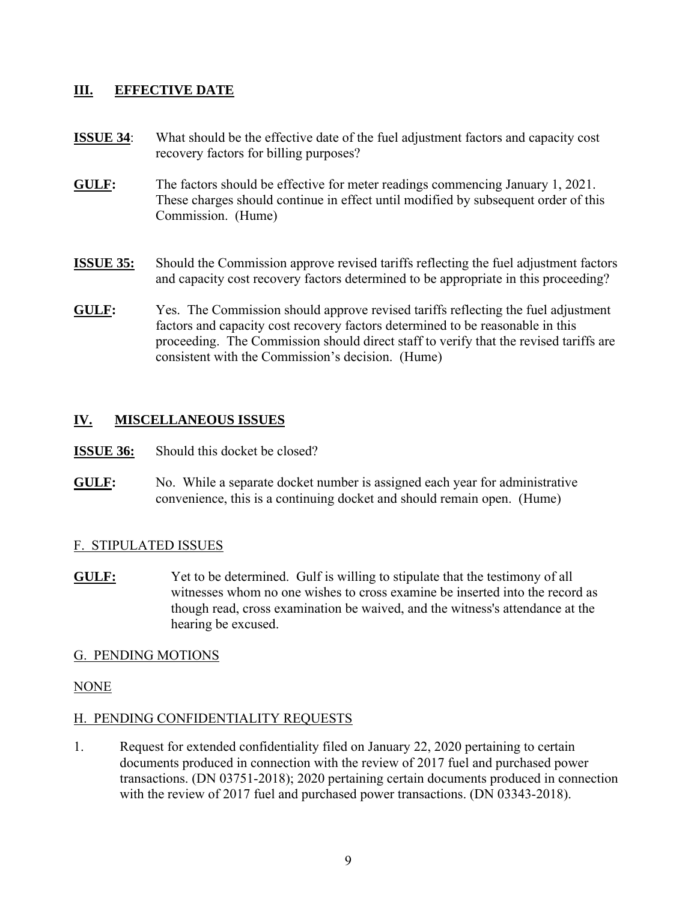## III. EFFECTIVE DATE

**ISSUE 34**: What should be the effective date of the fuel adjustment factors and capacity cost recovery factors for billing purposes?

**GULF:** The factors should be effective for meter readings commencing January 1, 2021. These charges should continue in effect until modified by subsequent order of this Commission. (Hume)

**ISSUE 35:** Should the Commission approve revised tariffs reflecting the fuel adjustment factors and capacity cost recovery factors determined to be appropriate in this proceeding?

**GULF:** Yes. The Commission should approve revised tariffs reflecting the fuel adjustment factors and capacity cost recovery factors determined to be reasonable in this proceeding. The Commission should direct staff to verify that the revised tariffs are consistent with the Commission's decision. (Hume)

## IV. MISCELLANEOUS ISSUES

**ISSUE 36:** Should this docket be closed?

**GULF:** No. While a separate docket number is assigned each year for administrative convenience, this is a continuing docket and should remain open. (Hume)

### F. STIPULATED ISSUES

**GULF:** Yet to be determined. Gulf is willing to stipulate that the testimony of all witnesses whom no one wishes to cross examine be inserted into the record as though read, cross examination be waived, and the witness's attendance at the hearing be excused.

### G. PENDING MOTIONS

NONE

### H. PENDING CONFIDENTIALITY REQUESTS

1. Request for extended confidentiality filed on January 22, 2020 pertaining to certain documents produced in connection with the review of 2017 fuel and purchased power transactions. (DN 03751-2018); 2020 pertaining certain documents produced in connection with the review of 2017 fuel and purchased power transactions. (DN 03343-2018).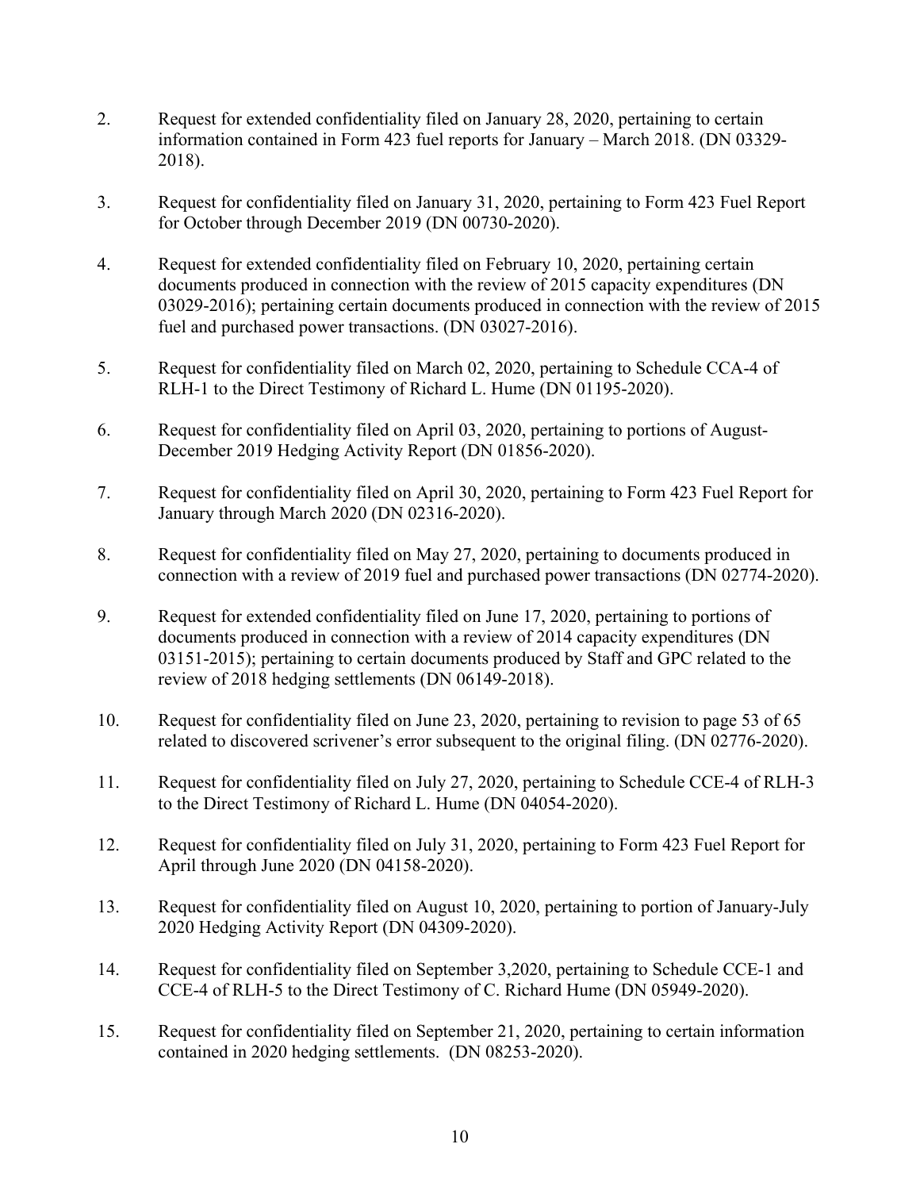2. Request for extended confidentiality filed on January 28, 2020, pertaining to certain information contained in Form 423 fuel reports for January – March 2018. (DN 03329-2018).

3. Request for confidentiality filed on January 31, 2020, pertaining to Form 423 Fuel Report for October through December 2019 (DN 00730-2020).

4. Request for extended confidentiality filed on February 10, 2020, pertaining certain documents produced in connection with the review of 2015 capacity expenditures (DN 03029-2016); pertaining certain documents produced in connection with the review of 2015 fuel and purchased power transactions. (DN 03027-2016).

5. Request for confidentiality filed on March 02, 2020, pertaining to Schedule CCA-4 of RLH-1 to the Direct Testimony of Richard L. Hume (DN 01195-2020).

6. Request for confidentiality filed on April 03, 2020, pertaining to portions of August-December 2019 Hedging Activity Report (DN 01856-2020).

7. Request for confidentiality filed on April 30, 2020, pertaining to Form 423 Fuel Report for January through March 2020 (DN 02316-2020).

8. Request for confidentiality filed on May 27, 2020, pertaining to documents produced in connection with a review of 2019 fuel and purchased power transactions (DN 02774-2020).

9. Request for extended confidentiality filed on June 17, 2020, pertaining to portions of documents produced in connection with a review of 2014 capacity expenditures (DN 03151-2015); pertaining to certain documents produced by Staff and GPC related to the review of 2018 hedging settlements (DN 06149-2018).

10. Request for confidentiality filed on June 23, 2020, pertaining to revision to page 53 of 65 related to discovered scrivener's error subsequent to the original filing. (DN 02776-2020).

11. Request for confidentiality filed on July 27, 2020, pertaining to Schedule CCE-4 of RLH-3 to the Direct Testimony of Richard L. Hume (DN 04054-2020).

12. Request for confidentiality filed on July 31, 2020, pertaining to Form 423 Fuel Report for April through June 2020 (DN 04158-2020).

13. Request for confidentiality filed on August 10, 2020, pertaining to portion of January-July 2020 Hedging Activity Report (DN 04309-2020).

14. Request for confidentiality filed on September 3,2020, pertaining to Schedule CCE-1 and CCE-4 of RLH-5 to the Direct Testimony of C. Richard Hume (DN 05949-2020).

15. Request for confidentiality filed on September 21, 2020, pertaining to certain information contained in 2020 hedging settlements. (DN 08253-2020).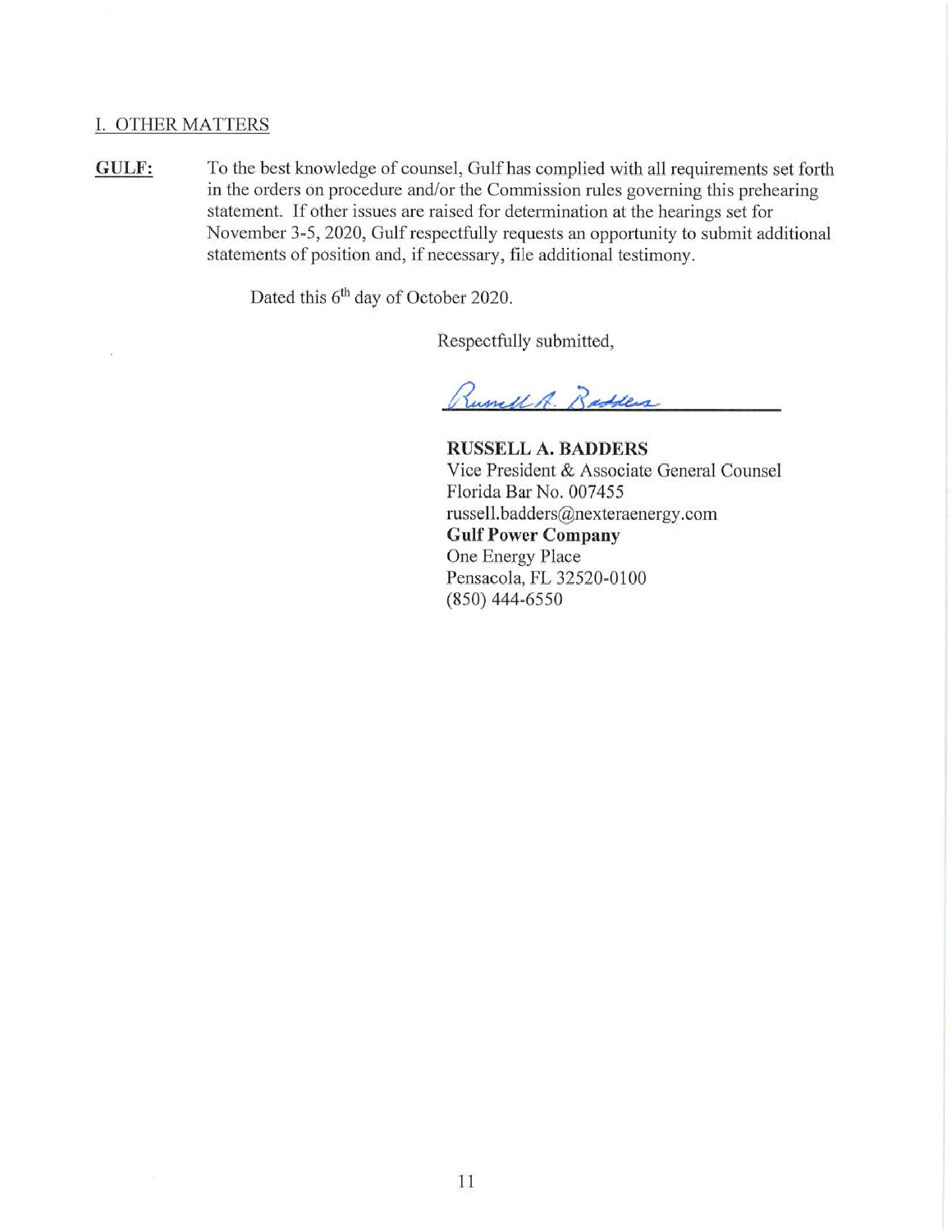I. OTHER MATTERS

**GULF:** To the best knowledge of counsel, Gulf has complied with all requirements set forth in the orders on procedure and/or the Commission rules governing this prehearing statement. If other issues are raised for determination at the hearings set for November 3-5, 2020, Gulf respectfully requests an opportunity to submit additional statements of position and, if necessary, file additional testimony.

Dated this 6th day of October 2020.

Respectfully submitted,

Russell A. Badders

**RUSSELL A. BADDERS**
Vice President & Associate General Counsel
Florida Bar No. 007455
russell.badders@nexteraenergy.com
**Gulf Power Company**
One Energy Place
Pensacola, FL 32520-0100
(850) 444-6550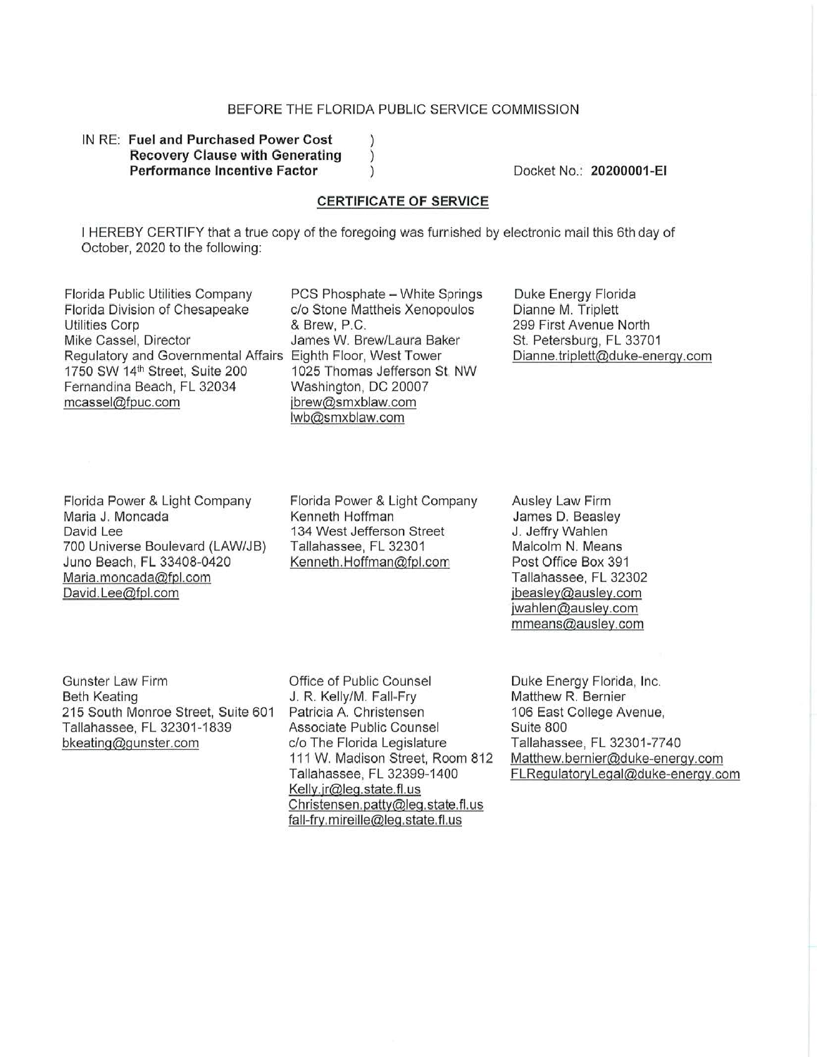BEFORE THE FLORIDA PUBLIC SERVICE COMMISSION

IN RE: **Fuel and Purchased Power Cost Recovery Clause with Generating Performance Incentive Factor** )

Docket No.: **20200001-EI**

## CERTIFICATE OF SERVICE

I HEREBY CERTIFY that a true copy of the foregoing was furnished by electronic mail this 6th day of October, 2020 to the following:

Florida Public Utilities Company
Florida Division of Chesapeake Utilities Corp
Mike Cassel, Director
Regulatory and Governmental Affairs
1750 SW 14th Street, Suite 200
Fernandina Beach, FL 32034
mcassel@fpuc.com

PCS Phosphate – White Springs
c/o Stone Mattheis Xenopoulos & Brew, P.C.
James W. Brew/Laura Baker
Eighth Floor, West Tower
1025 Thomas Jefferson St. NW
Washington, DC 20007
jbrew@smxblaw.com
lwb@smxblaw.com

Duke Energy Florida
Dianne M. Triplett
299 First Avenue North
St. Petersburg, FL 33701
Dianne.triplett@duke-energy.com

Florida Power & Light Company
Maria J. Moncada
David Lee
700 Universe Boulevard (LAW/JB)
Juno Beach, FL 33408-0420
Maria.moncada@fpl.com
David.Lee@fpl.com

Florida Power & Light Company
Kenneth Hoffman
134 West Jefferson Street
Tallahassee, FL 32301
Kenneth.Hoffman@fpl.com

Ausley Law Firm
James D. Beasley
J. Jeffry Wahlen
Malcolm N. Means
Post Office Box 391
Tallahassee, FL 32302
jbeasley@ausley.com
jwahlen@ausley.com
mmeans@ausley.com

Gunster Law Firm
Beth Keating
215 South Monroe Street, Suite 601
Tallahassee, FL 32301-1839
bkeating@gunster.com

Office of Public Counsel
J. R. Kelly/M. Fall-Fry
Patricia A. Christensen
Associate Public Counsel
c/o The Florida Legislature
111 W. Madison Street, Room 812
Tallahassee, FL 32399-1400
Kelly.jr@leg.state.fl.us
Christensen.patty@leg.state.fl.us
fall-fry.mireille@leg.state.fl.us

Duke Energy Florida, Inc.
Matthew R. Bernier
106 East College Avenue, Suite 800
Tallahassee, FL 32301-7740
Matthew.bernier@duke-energy.com
FLRegulatoryLegal@duke-energy.com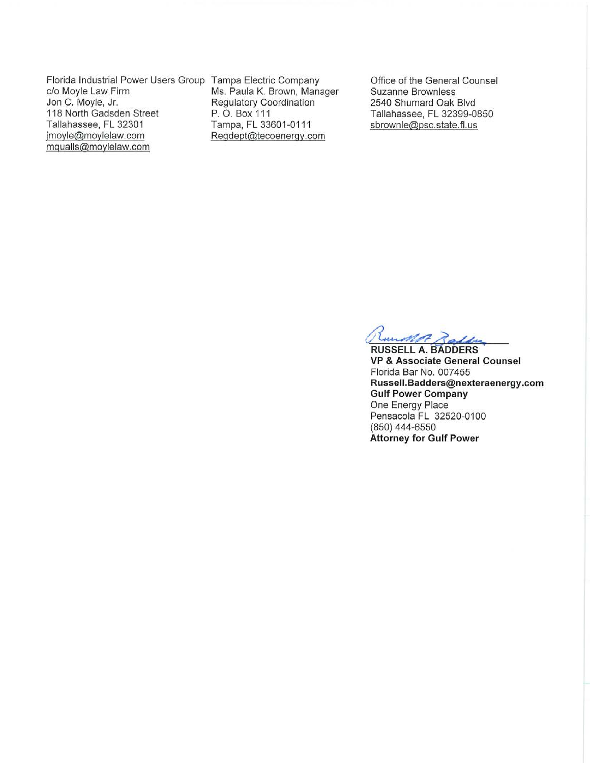Florida Industrial Power Users Group
c/o Moyle Law Firm
Jon C. Moyle, Jr.
118 North Gadsden Street
Tallahassee, FL 32301
jmoyle@moylelaw.com
mqualls@moylelaw.com

Tampa Electric Company
Ms. Paula K. Brown, Manager
Regulatory Coordination
P. O. Box 111
Tampa, FL 33601-0111
Regdept@tecoenergy.com

Office of the General Counsel
Suzanne Brownless
2540 Shumard Oak Blvd
Tallahassee, FL 32399-0850
sbrownle@psc.state.fl.us

**RUSSELL A. BADDERS**
**VP & Associate General Counsel**
Florida Bar No. 007455
**Russell.Badders@nexteraenergy.com**
**Gulf Power Company**
One Energy Place
Pensacola FL 32520-0100
(850) 444-6550
**Attorney for Gulf Power**